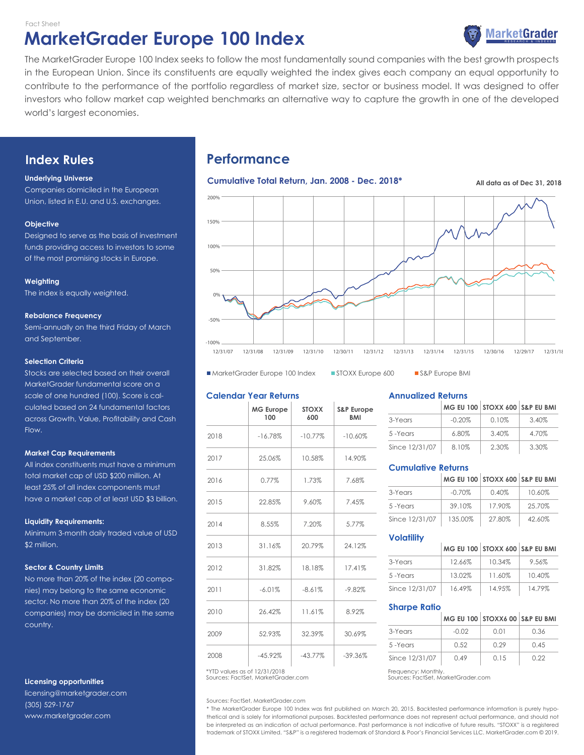Fact Sheet

# MarketGrader Europe 100 Index

The MarketGrader Europe 100 Index seeks to follow the most fundamentally sound companies with the best growth prospects in the European Union. Since its constituents are equally weighted the index gives each company an equal opportunity to contribute to the performance of the portfolio regardless of market size, sector or business model. It was designed to offer investors who follow market cap weighted benchmarks an alternative way to capture the growth in one of the developed world's largest economies.

## Index Rules

**Underlying Universe**
Companies domiciled in the European Union, listed in E.U. and U.S. exchanges.

**Objective**
Designed to serve as the basis of investment funds providing access to investors to some of the most promising stocks in Europe.

**Weighting**
The index is equally weighted.

**Rebalance Frequency**
Semi-annually on the third Friday of March and September.

**Selection Criteria**
Stocks are selected based on their overall MarketGrader fundamental score on a scale of one hundred (100). Score is calculated based on 24 fundamental factors across Growth, Value, Profitability and Cash Flow.

**Market Cap Requirements**
All index constituents must have a minimum total market cap of USD $200 million. At least 25% of all index components must have a market cap of at least USD $3 billion.

**Liquidity Requirements:**
Minimum 3-month daily traded value of USD $2 million.

**Sector & Country Limits**
No more than 20% of the index (20 companies) may belong to the same economic sector. No more than 20% of the index (20 companies) may be domiciled in the same country.

**Licensing opportunities**
licensing@marketgrader.com
(305) 529-1767
www.marketgrader.com

## Performance

### Cumulative Total Return, Jan. 2008 - Dec. 2018*

All data as of Dec 31, 2018

■ MarketGrader Europe 100 Index ■ STOXX Europe 600 ■ S&P Europe BMI

### Calendar Year Returns

| | MG Europe 100 | STOXX 600 | S&P Europe BMI |
|---|---|---|---|
| 2018 | -16.78% | -10.77% | -10.60% |
| 2017 | 25.06% | 10.58% | 14.90% |
| 2016 | 0.77% | 1.73% | 7.68% |
| 2015 | 22.85% | 9.60% | 7.45% |
| 2014 | 8.55% | 7.20% | 5.77% |
| 2013 | 31.16% | 20.79% | 24.12% |
| 2012 | 31.82% | 18.18% | 17.41% |
| 2011 | -6.01% | -8.61% | -9.82% |
| 2010 | 26.42% | 11.61% | 8.92% |
| 2009 | 52.93% | 32.39% | 30.69% |
| 2008 | -45.92% | -43.77% | -39.36% |

*YTD values as of 12/31/2018
Sources: FactSet, MarketGrader.com

### Annualized Returns

| | MG EU 100 | STOXX 600 | S&P EU BMI |
|---|---|---|---|
| 3-Years | -0.20% | 0.10% | 3.40% |
| 5 -Years | 6.80% | 3.40% | 4.70% |
| Since 12/31/07 | 8.10% | 2.30% | 3.30% |

### Cumulative Returns

| | MG EU 100 | STOXX 600 | S&P EU BMI |
|---|---|---|---|
| 3-Years | -0.70% | 0.40% | 10.60% |
| 5 -Years | 39.10% | 17.90% | 25.70% |
| Since 12/31/07 | 135.00% | 27.80% | 42.60% |

### Volatility

| | MG EU 100 | STOXX 600 | S&P EU BMI |
|---|---|---|---|
| 3-Years | 12.66% | 10.34% | 9.56% |
| 5 -Years | 13.02% | 11.60% | 10.40% |
| Since 12/31/07 | 16.49% | 14.95% | 14.79% |

### Sharpe Ratio

| | MG EU 100 | STOXX6 00 | S&P EU BMI |
|---|---|---|---|
| 3-Years | -0.02 | 0.01 | 0.36 |
| 5 -Years | 0.52 | 0.29 | 0.45 |
| Since 12/31/07 | 0.49 | 0.15 | 0.22 |

Frequency: Monthly.
Sources: FactSet, MarketGrader.com

Sources: FactSet, MarketGrader.com

* The MarketGrader Europe 100 Index was first published on March 20, 2015. Backtested performance information is purely hypothetical and is solely for informational purposes. Backtested performance does not represent actual performance, and should not be interpreted as an indication of actual performance. Past performance is not indicative of future results. "STOXX" is a registered trademark of STOXX Limited. "S&P" is a registered trademark of Standard & Poor's Financial Services LLC. MarketGrader.com © 2019.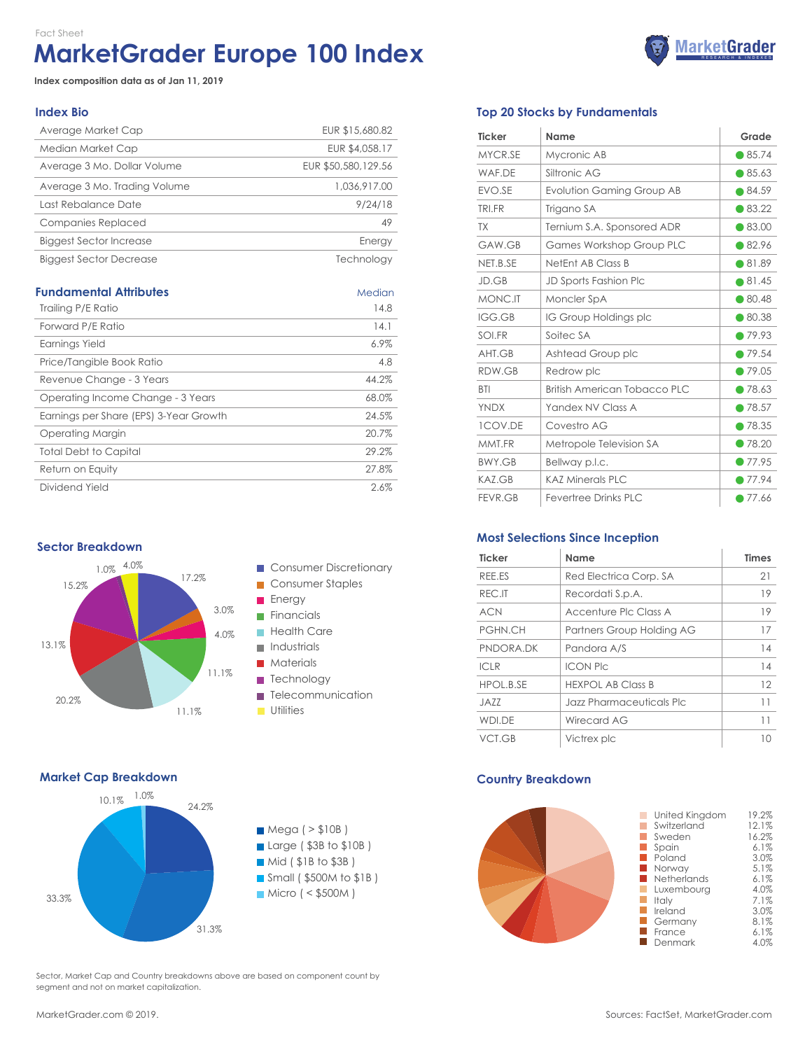Fact Sheet

# MarketGrader Europe 100 Index

**Index composition data as of Jan 11, 2019**

## Index Bio

| | |
|---|---|
| Average Market Cap | EUR $15,680.82 |
| Median Market Cap | EUR $4,058.17 |
| Average 3 Mo. Dollar Volume | EUR $50,580,129.56 |
| Average 3 Mo. Trading Volume | 1,036,917.00 |
| Last Rebalance Date | 9/24/18 |
| Companies Replaced | 49 |
| Biggest Sector Increase | Energy |
| Biggest Sector Decrease | Technology |

## Fundamental Attributes

| | Median |
|---|---|
| Trailing P/E Ratio | 14.8 |
| Forward P/E Ratio | 14.1 |
| Earnings Yield | 6.9% |
| Price/Tangible Book Ratio | 4.8 |
| Revenue Change - 3 Years | 44.2% |
| Operating Income Change - 3 Years | 68.0% |
| Earnings per Share (EPS) 3-Year Growth | 24.5% |
| Operating Margin | 20.7% |
| Total Debt to Capital | 29.2% |
| Return on Equity | 27.8% |
| Dividend Yield | 2.6% |

## Top 20 Stocks by Fundamentals

| Ticker | Name | Grade |
|---|---|---|
| MYCR.SE | Mycronic AB | 85.74 |
| WAF.DE | Siltronic AG | 85.63 |
| EVO.SE | Evolution Gaming Group AB | 84.59 |
| TRI.FR | Trigano SA | 83.22 |
| TX | Ternium S.A. Sponsored ADR | 83.00 |
| GAW.GB | Games Workshop Group PLC | 82.96 |
| NET.B.SE | NetEnt AB Class B | 81.89 |
| JD.GB | JD Sports Fashion Plc | 81.45 |
| MONC.IT | Moncler SpA | 80.48 |
| IGG.GB | IG Group Holdings plc | 80.38 |
| SOI.FR | Soitec SA | 79.93 |
| AHT.GB | Ashtead Group plc | 79.54 |
| RDW.GB | Redrow plc | 79.05 |
| BTI | British American Tobacco PLC | 78.63 |
| YNDX | Yandex NV Class A | 78.57 |
| 1COV.DE | Covestro AG | 78.35 |
| MMT.FR | Metropole Television SA | 78.20 |
| BWY.GB | Bellway p.l.c. | 77.95 |
| KAZ.GB | KAZ Minerals PLC | 77.94 |
| FEVR.GB | Fevertree Drinks PLC | 77.66 |

## Sector Breakdown

17.2%
3.0%
4.0%
11.1%
11.1%
20.2%
13.1%
15.2%
1.0%
4.0%

Consumer Discretionary
Consumer Staples
Energy
Financials
Health Care
Industrials
Materials
Technology
Telecommunication
Utilities

## Most Selections Since Inception

| Ticker | Name | Times |
|---|---|---|
| REE.ES | Red Electrica Corp. SA | 21 |
| REC.IT | Recordati S.p.A. | 19 |
| ACN | Accenture Plc Class A | 19 |
| PGHN.CH | Partners Group Holding AG | 17 |
| PNDORA.DK | Pandora A/S | 14 |
| ICLR | ICON Plc | 14 |
| HPOL.B.SE | HEXPOL AB Class B | 12 |
| JAZZ | Jazz Pharmaceuticals Plc | 11 |
| WDI.DE | Wirecard AG | 11 |
| VCT.GB | Victrex plc | 10 |

## Market Cap Breakdown

24.2%
31.3%
33.3%
10.1%
1.0%

Mega ( > $10B )
Large ( $3B to $10B )
Mid ( $1B to $3B )
Small ( $500M to $1B )
Micro ( < $500M )

## Country Breakdown

United Kingdom 19.2%
Switzerland 12.1%
Sweden 16.2%
Spain 6.1%
Poland 3.0%
Norway 5.1%
Netherlands 6.1%
Luxembourg 4.0%
Italy 7.1%
Ireland 3.0%
Germany 8.1%
France 6.1%
Denmark 4.0%

Sector, Market Cap and Country breakdowns above are based on component count by segment and not on market capitalization.

MarketGrader.com © 2019.

Sources: FactSet, MarketGrader.com